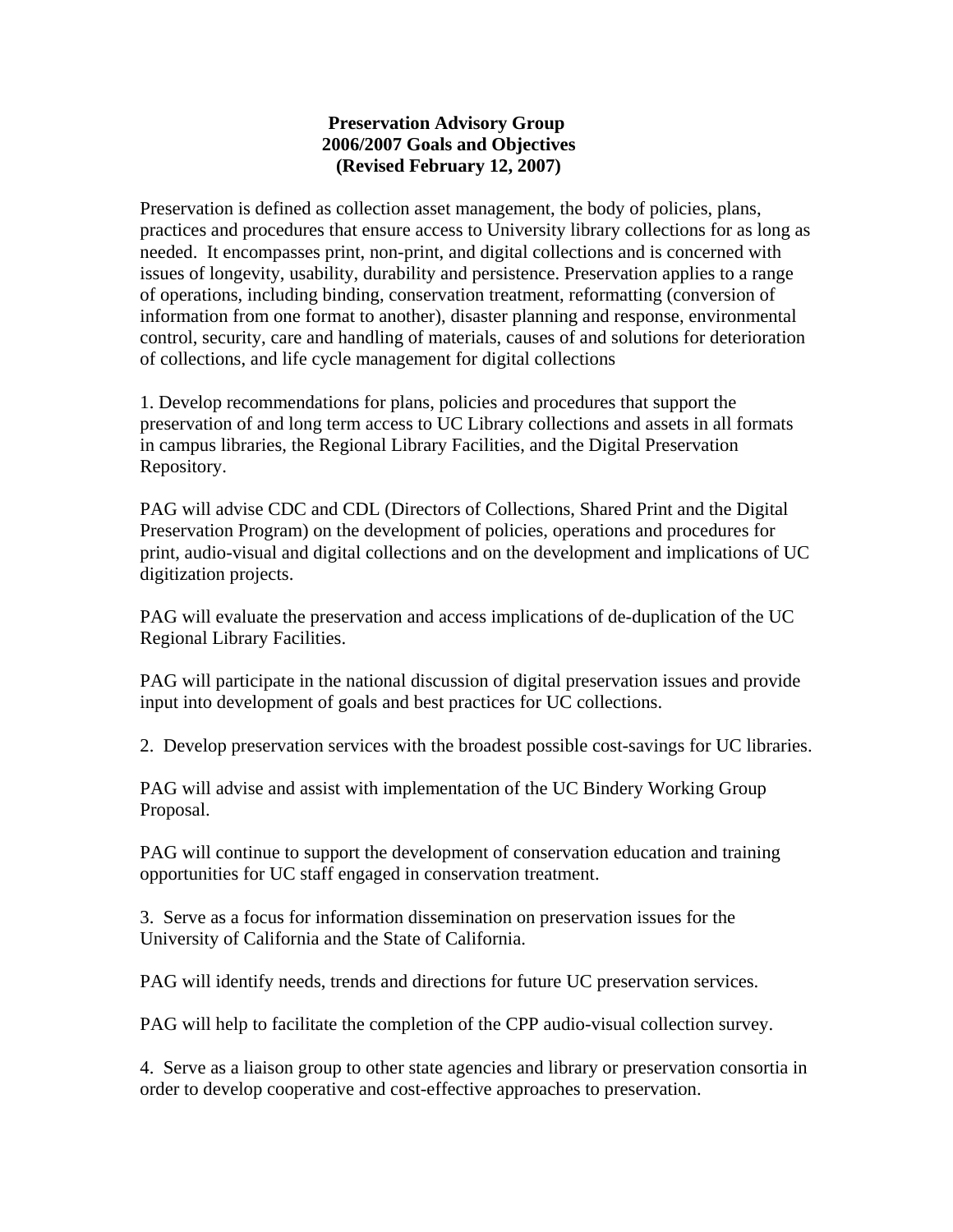**Preservation Advisory Group**
**2006/2007 Goals and Objectives**
**(Revised February 12, 2007)**

Preservation is defined as collection asset management, the body of policies, plans, practices and procedures that ensure access to University library collections for as long as needed. It encompasses print, non-print, and digital collections and is concerned with issues of longevity, usability, durability and persistence. Preservation applies to a range of operations, including binding, conservation treatment, reformatting (conversion of information from one format to another), disaster planning and response, environmental control, security, care and handling of materials, causes of and solutions for deterioration of collections, and life cycle management for digital collections

1. Develop recommendations for plans, policies and procedures that support the preservation of and long term access to UC Library collections and assets in all formats in campus libraries, the Regional Library Facilities, and the Digital Preservation Repository.

PAG will advise CDC and CDL (Directors of Collections, Shared Print and the Digital Preservation Program) on the development of policies, operations and procedures for print, audio-visual and digital collections and on the development and implications of UC digitization projects.

PAG will evaluate the preservation and access implications of de-duplication of the UC Regional Library Facilities.

PAG will participate in the national discussion of digital preservation issues and provide input into development of goals and best practices for UC collections.

2. Develop preservation services with the broadest possible cost-savings for UC libraries.

PAG will advise and assist with implementation of the UC Bindery Working Group Proposal.

PAG will continue to support the development of conservation education and training opportunities for UC staff engaged in conservation treatment.

3. Serve as a focus for information dissemination on preservation issues for the University of California and the State of California.

PAG will identify needs, trends and directions for future UC preservation services.

PAG will help to facilitate the completion of the CPP audio-visual collection survey.

4. Serve as a liaison group to other state agencies and library or preservation consortia in order to develop cooperative and cost-effective approaches to preservation.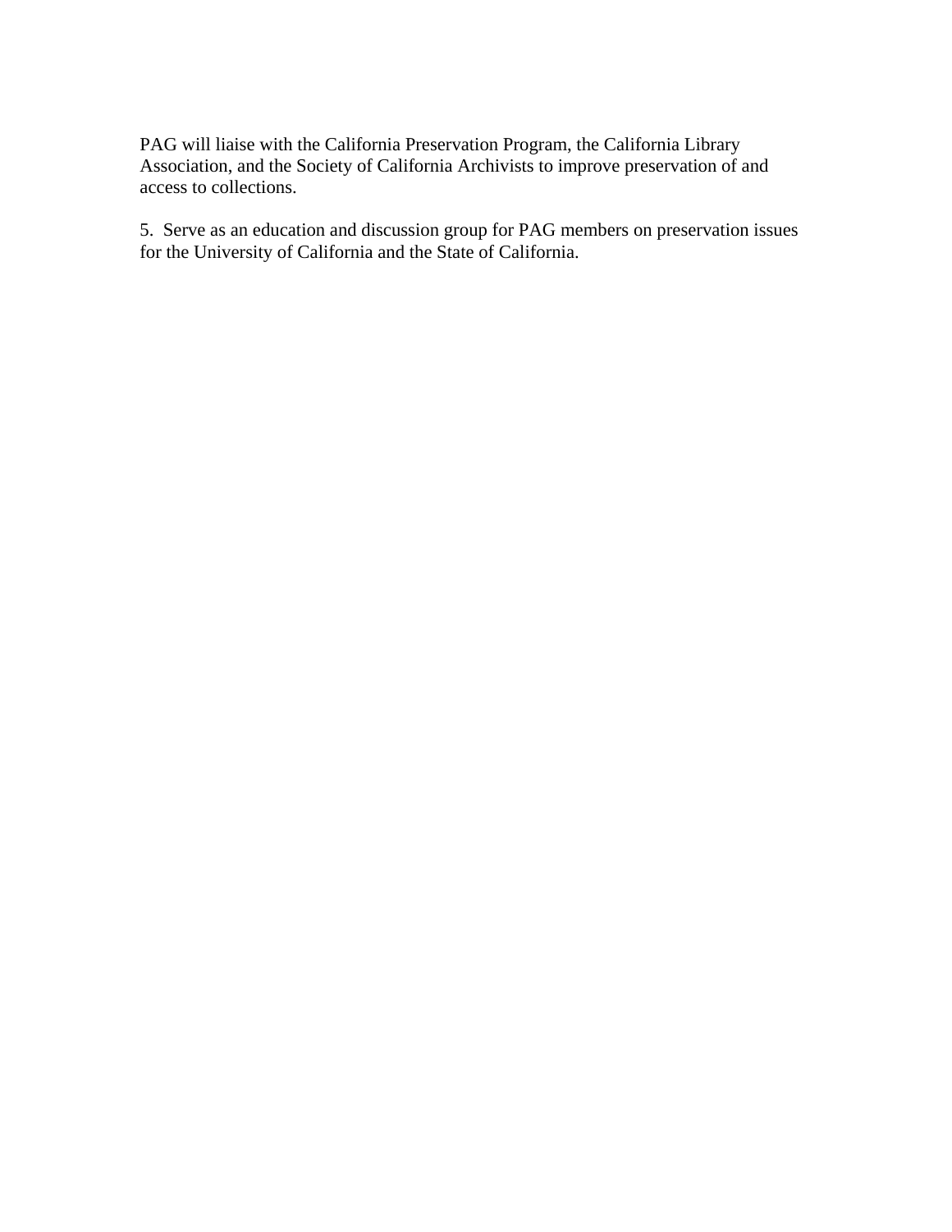PAG will liaise with the California Preservation Program, the California Library Association, and the Society of California Archivists to improve preservation of and access to collections.

5. Serve as an education and discussion group for PAG members on preservation issues for the University of California and the State of California.